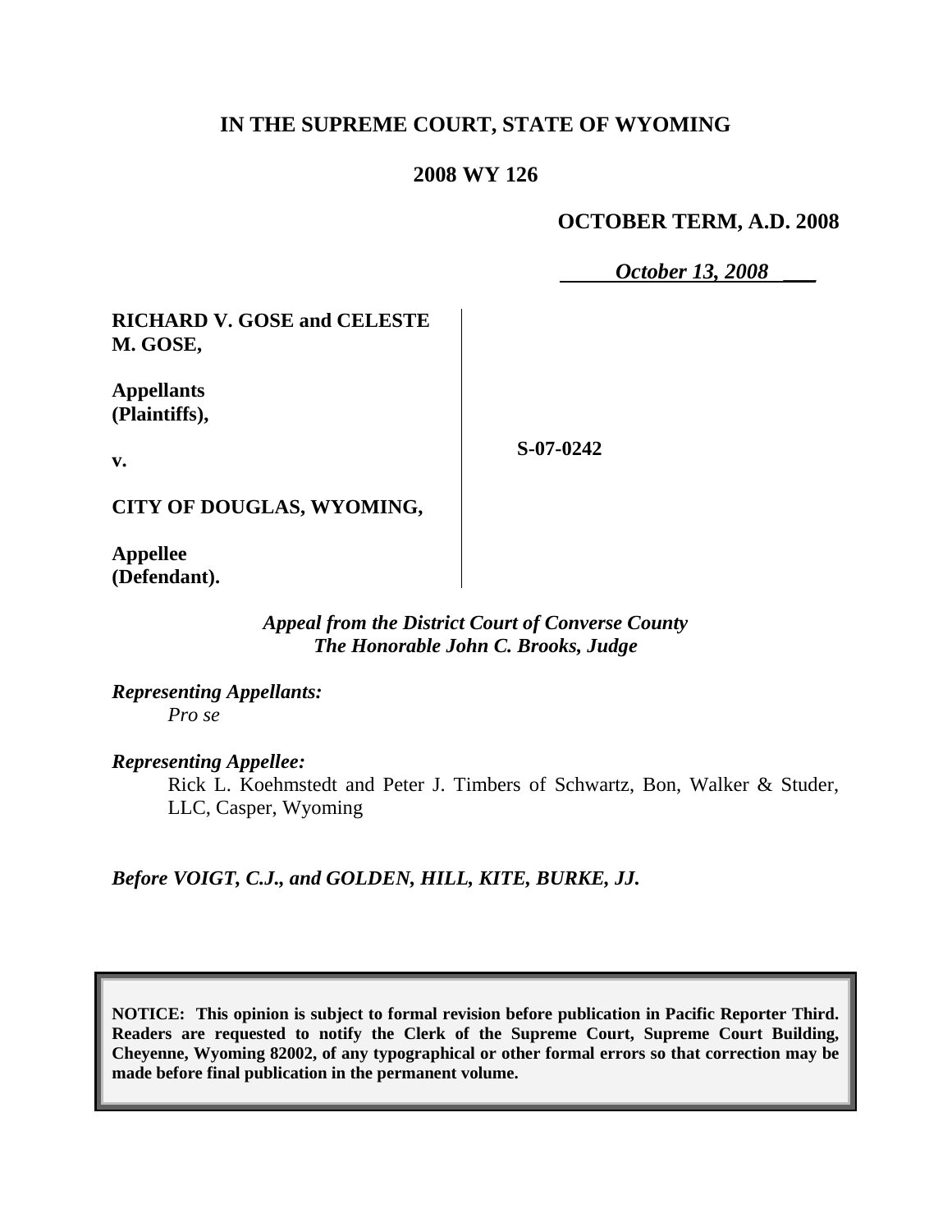**IN THE SUPREME COURT, STATE OF WYOMING**

**2008 WY 126**

**OCTOBER TERM, A.D. 2008**

*October 13, 2008*

**RICHARD V. GOSE and CELESTE M. GOSE,**

**Appellants (Plaintiffs),**

**v.**

**CITY OF DOUGLAS, WYOMING,**

**Appellee (Defendant).**

**S-07-0242**

*Appeal from the District Court of Converse County*
*The Honorable John C. Brooks, Judge*

*Representing Appellants:*
*Pro se*

*Representing Appellee:*
Rick L. Koehmstedt and Peter J. Timbers of Schwartz, Bon, Walker & Studer, LLC, Casper, Wyoming

*Before VOIGT, C.J., and GOLDEN, HILL, KITE, BURKE, JJ.*

**NOTICE: This opinion is subject to formal revision before publication in Pacific Reporter Third. Readers are requested to notify the Clerk of the Supreme Court, Supreme Court Building, Cheyenne, Wyoming 82002, of any typographical or other formal errors so that correction may be made before final publication in the permanent volume.**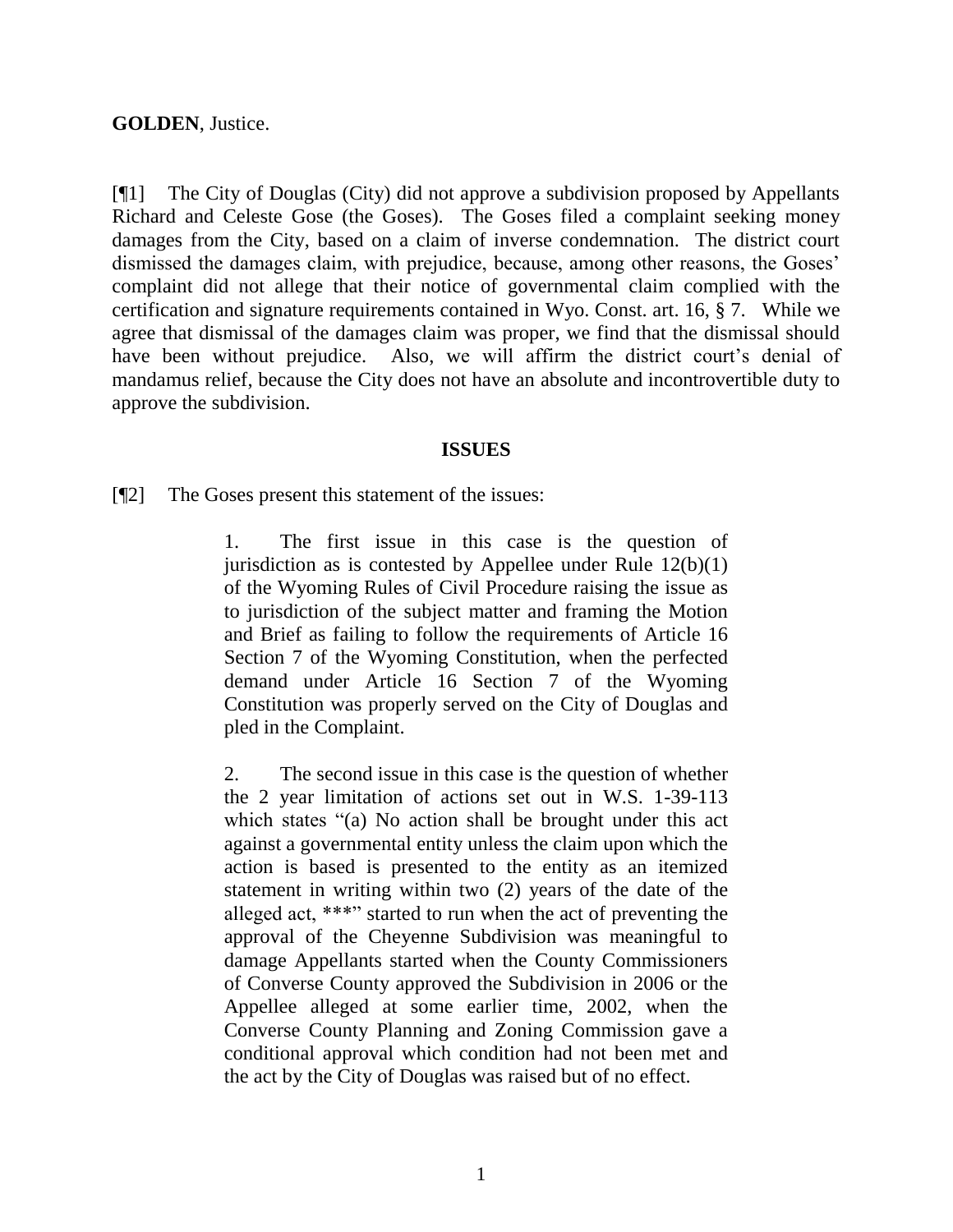**GOLDEN**, Justice.

[¶1] The City of Douglas (City) did not approve a subdivision proposed by Appellants Richard and Celeste Gose (the Goses). The Goses filed a complaint seeking money damages from the City, based on a claim of inverse condemnation. The district court dismissed the damages claim, with prejudice, because, among other reasons, the Goses' complaint did not allege that their notice of governmental claim complied with the certification and signature requirements contained in Wyo. Const. art. 16, § 7. While we agree that dismissal of the damages claim was proper, we find that the dismissal should have been without prejudice. Also, we will affirm the district court's denial of mandamus relief, because the City does not have an absolute and incontrovertible duty to approve the subdivision.

## ISSUES

[¶2] The Goses present this statement of the issues:

> 1. The first issue in this case is the question of jurisdiction as is contested by Appellee under Rule 12(b)(1) of the Wyoming Rules of Civil Procedure raising the issue as to jurisdiction of the subject matter and framing the Motion and Brief as failing to follow the requirements of Article 16 Section 7 of the Wyoming Constitution, when the perfected demand under Article 16 Section 7 of the Wyoming Constitution was properly served on the City of Douglas and pled in the Complaint.
>
> 2. The second issue in this case is the question of whether the 2 year limitation of actions set out in W.S. 1-39-113 which states "(a) No action shall be brought under this act against a governmental entity unless the claim upon which the action is based is presented to the entity as an itemized statement in writing within two (2) years of the date of the alleged act, ***" started to run when the act of preventing the approval of the Cheyenne Subdivision was meaningful to damage Appellants started when the County Commissioners of Converse County approved the Subdivision in 2006 or the Appellee alleged at some earlier time, 2002, when the Converse County Planning and Zoning Commission gave a conditional approval which condition had not been met and the act by the City of Douglas was raised but of no effect.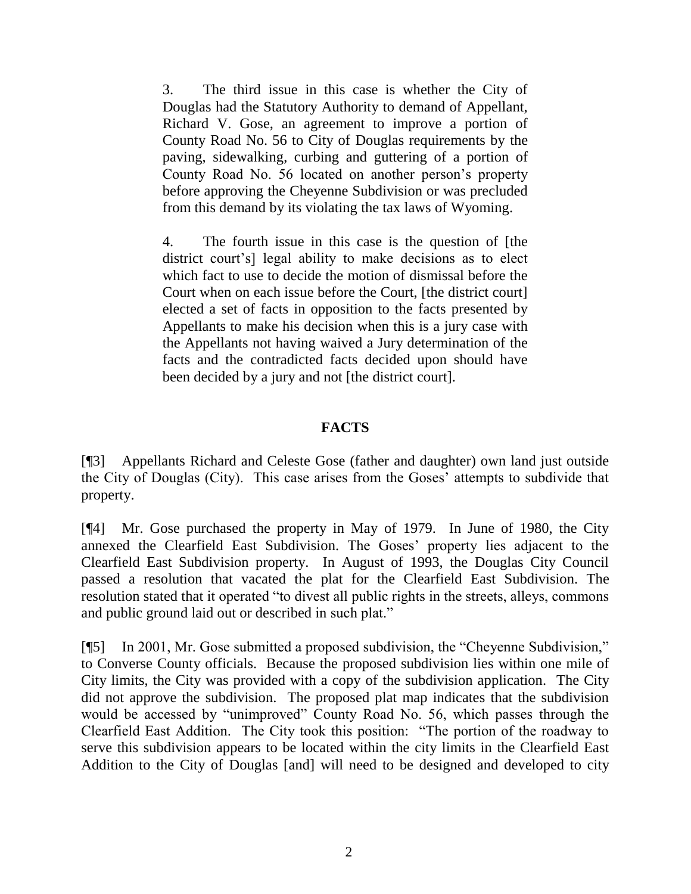> 3. The third issue in this case is whether the City of Douglas had the Statutory Authority to demand of Appellant, Richard V. Gose, an agreement to improve a portion of County Road No. 56 to City of Douglas requirements by the paving, sidewalking, curbing and guttering of a portion of County Road No. 56 located on another person's property before approving the Cheyenne Subdivision or was precluded from this demand by its violating the tax laws of Wyoming.
>
> 4. The fourth issue in this case is the question of [the district court's] legal ability to make decisions as to elect which fact to use to decide the motion of dismissal before the Court when on each issue before the Court, [the district court] elected a set of facts in opposition to the facts presented by Appellants to make his decision when this is a jury case with the Appellants not having waived a Jury determination of the facts and the contradicted facts decided upon should have been decided by a jury and not [the district court].

## FACTS

[¶3] Appellants Richard and Celeste Gose (father and daughter) own land just outside the City of Douglas (City). This case arises from the Goses' attempts to subdivide that property.

[¶4] Mr. Gose purchased the property in May of 1979. In June of 1980, the City annexed the Clearfield East Subdivision. The Goses' property lies adjacent to the Clearfield East Subdivision property. In August of 1993, the Douglas City Council passed a resolution that vacated the plat for the Clearfield East Subdivision. The resolution stated that it operated "to divest all public rights in the streets, alleys, commons and public ground laid out or described in such plat."

[¶5] In 2001, Mr. Gose submitted a proposed subdivision, the "Cheyenne Subdivision," to Converse County officials. Because the proposed subdivision lies within one mile of City limits, the City was provided with a copy of the subdivision application. The City did not approve the subdivision. The proposed plat map indicates that the subdivision would be accessed by "unimproved" County Road No. 56, which passes through the Clearfield East Addition. The City took this position: "The portion of the roadway to serve this subdivision appears to be located within the city limits in the Clearfield East Addition to the City of Douglas [and] will need to be designed and developed to city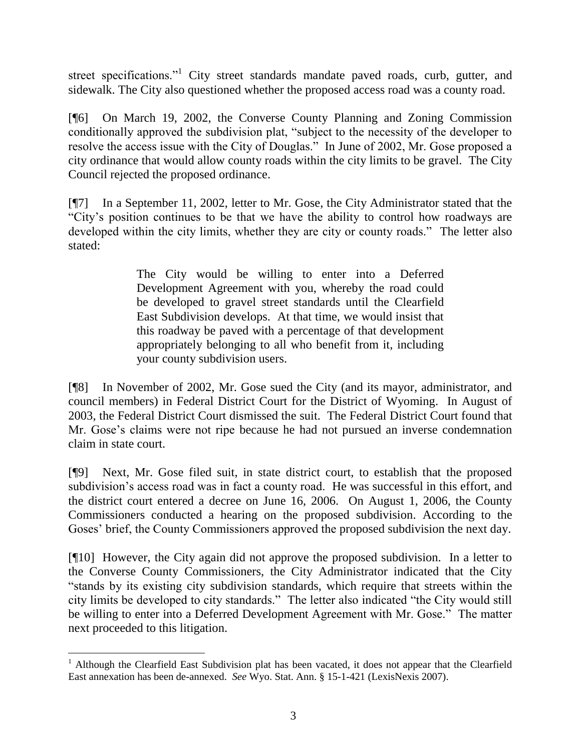street specifications."[1] City street standards mandate paved roads, curb, gutter, and sidewalk. The City also questioned whether the proposed access road was a county road.

[¶6] On March 19, 2002, the Converse County Planning and Zoning Commission conditionally approved the subdivision plat, "subject to the necessity of the developer to resolve the access issue with the City of Douglas." In June of 2002, Mr. Gose proposed a city ordinance that would allow county roads within the city limits to be gravel. The City Council rejected the proposed ordinance.

[¶7] In a September 11, 2002, letter to Mr. Gose, the City Administrator stated that the "City's position continues to be that we have the ability to control how roadways are developed within the city limits, whether they are city or county roads." The letter also stated:

> The City would be willing to enter into a Deferred Development Agreement with you, whereby the road could be developed to gravel street standards until the Clearfield East Subdivision develops. At that time, we would insist that this roadway be paved with a percentage of that development appropriately belonging to all who benefit from it, including your county subdivision users.

[¶8] In November of 2002, Mr. Gose sued the City (and its mayor, administrator, and council members) in Federal District Court for the District of Wyoming. In August of 2003, the Federal District Court dismissed the suit. The Federal District Court found that Mr. Gose's claims were not ripe because he had not pursued an inverse condemnation claim in state court.

[¶9] Next, Mr. Gose filed suit, in state district court, to establish that the proposed subdivision's access road was in fact a county road. He was successful in this effort, and the district court entered a decree on June 16, 2006. On August 1, 2006, the County Commissioners conducted a hearing on the proposed subdivision. According to the Goses' brief, the County Commissioners approved the proposed subdivision the next day.

[¶10] However, the City again did not approve the proposed subdivision. In a letter to the Converse County Commissioners, the City Administrator indicated that the City "stands by its existing city subdivision standards, which require that streets within the city limits be developed to city standards." The letter also indicated "the City would still be willing to enter into a Deferred Development Agreement with Mr. Gose." The matter next proceeded to this litigation.

---

[1] Although the Clearfield East Subdivision plat has been vacated, it does not appear that the Clearfield East annexation has been de-annexed. *See* Wyo. Stat. Ann. § 15-1-421 (LexisNexis 2007).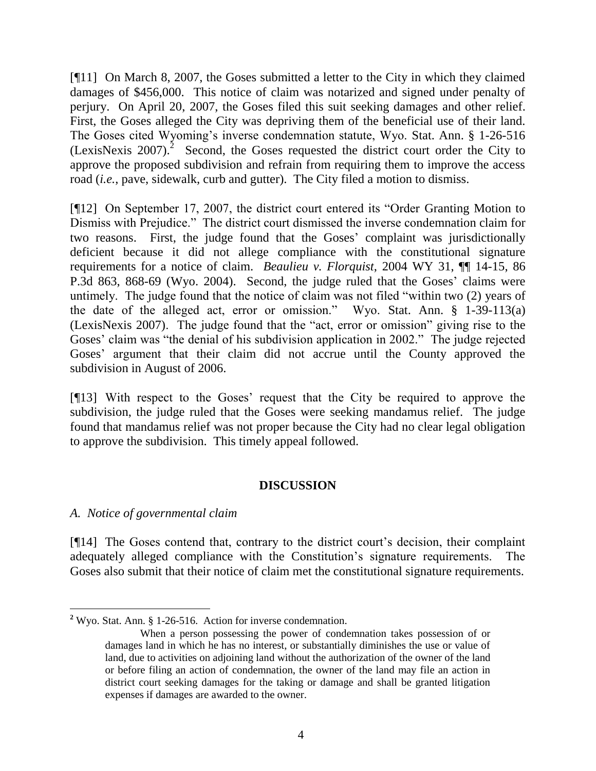[¶11] On March 8, 2007, the Goses submitted a letter to the City in which they claimed damages of $456,000. This notice of claim was notarized and signed under penalty of perjury. On April 20, 2007, the Goses filed this suit seeking damages and other relief. First, the Goses alleged the City was depriving them of the beneficial use of their land. The Goses cited Wyoming's inverse condemnation statute, Wyo. Stat. Ann. § 1-26-516 (LexisNexis 2007).[2] Second, the Goses requested the district court order the City to approve the proposed subdivision and refrain from requiring them to improve the access road (*i.e.*, pave, sidewalk, curb and gutter). The City filed a motion to dismiss.

[¶12] On September 17, 2007, the district court entered its "Order Granting Motion to Dismiss with Prejudice." The district court dismissed the inverse condemnation claim for two reasons. First, the judge found that the Goses' complaint was jurisdictionally deficient because it did not allege compliance with the constitutional signature requirements for a notice of claim. *Beaulieu v. Florquist*, 2004 WY 31, ¶¶ 14-15, 86 P.3d 863, 868-69 (Wyo. 2004). Second, the judge ruled that the Goses' claims were untimely. The judge found that the notice of claim was not filed "within two (2) years of the date of the alleged act, error or omission." Wyo. Stat. Ann. § 1-39-113(a) (LexisNexis 2007). The judge found that the "act, error or omission" giving rise to the Goses' claim was "the denial of his subdivision application in 2002." The judge rejected Goses' argument that their claim did not accrue until the County approved the subdivision in August of 2006.

[¶13] With respect to the Goses' request that the City be required to approve the subdivision, the judge ruled that the Goses were seeking mandamus relief. The judge found that mandamus relief was not proper because the City had no clear legal obligation to approve the subdivision. This timely appeal followed.

## DISCUSSION

### *A. Notice of governmental claim*

[¶14] The Goses contend that, contrary to the district court's decision, their complaint adequately alleged compliance with the Constitution's signature requirements. The Goses also submit that their notice of claim met the constitutional signature requirements.

---

[2] Wyo. Stat. Ann. § 1-26-516. Action for inverse condemnation.

> When a person possessing the power of condemnation takes possession of or damages land in which he has no interest, or substantially diminishes the use or value of land, due to activities on adjoining land without the authorization of the owner of the land or before filing an action of condemnation, the owner of the land may file an action in district court seeking damages for the taking or damage and shall be granted litigation expenses if damages are awarded to the owner.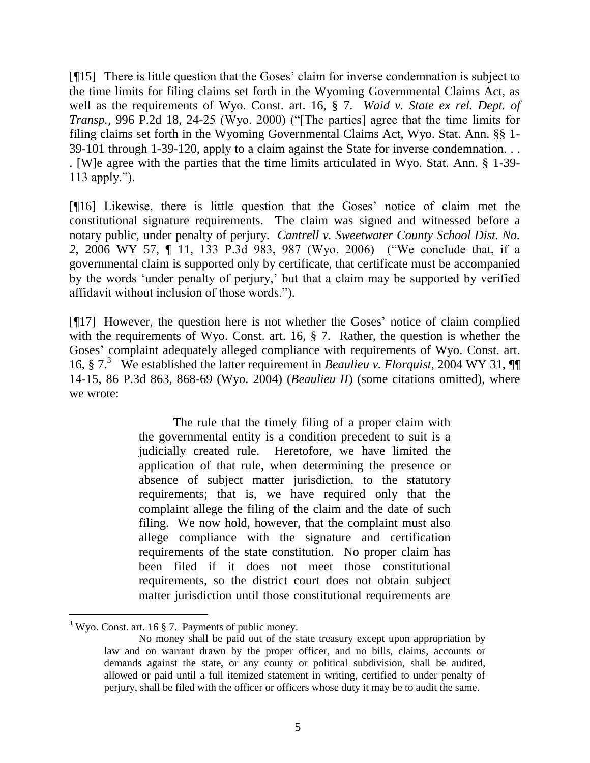[¶15] There is little question that the Goses' claim for inverse condemnation is subject to the time limits for filing claims set forth in the Wyoming Governmental Claims Act, as well as the requirements of Wyo. Const. art. 16, § 7. *Waid v. State ex rel. Dept. of Transp.*, 996 P.2d 18, 24-25 (Wyo. 2000) ("[The parties] agree that the time limits for filing claims set forth in the Wyoming Governmental Claims Act, Wyo. Stat. Ann. §§ 1-39-101 through 1-39-120, apply to a claim against the State for inverse condemnation. . . . [W]e agree with the parties that the time limits articulated in Wyo. Stat. Ann. § 1-39-113 apply.").

[¶16] Likewise, there is little question that the Goses' notice of claim met the constitutional signature requirements. The claim was signed and witnessed before a notary public, under penalty of perjury. *Cantrell v. Sweetwater County School Dist. No. 2*, 2006 WY 57, ¶ 11, 133 P.3d 983, 987 (Wyo. 2006) ("We conclude that, if a governmental claim is supported only by certificate, that certificate must be accompanied by the words 'under penalty of perjury,' but that a claim may be supported by verified affidavit without inclusion of those words.").

[¶17] However, the question here is not whether the Goses' notice of claim complied with the requirements of Wyo. Const. art. 16, § 7. Rather, the question is whether the Goses' complaint adequately alleged compliance with requirements of Wyo. Const. art. 16, § 7.[3] We established the latter requirement in *Beaulieu v. Florquist*, 2004 WY 31, ¶¶ 14-15, 86 P.3d 863, 868-69 (Wyo. 2004) (*Beaulieu II*) (some citations omitted), where we wrote:

> The rule that the timely filing of a proper claim with the governmental entity is a condition precedent to suit is a judicially created rule. Heretofore, we have limited the application of that rule, when determining the presence or absence of subject matter jurisdiction, to the statutory requirements; that is, we have required only that the complaint allege the filing of the claim and the date of such filing. We now hold, however, that the complaint must also allege compliance with the signature and certification requirements of the state constitution. No proper claim has been filed if it does not meet those constitutional requirements, so the district court does not obtain subject matter jurisdiction until those constitutional requirements are

---

[3] Wyo. Const. art. 16 § 7. Payments of public money.

> No money shall be paid out of the state treasury except upon appropriation by law and on warrant drawn by the proper officer, and no bills, claims, accounts or demands against the state, or any county or political subdivision, shall be audited, allowed or paid until a full itemized statement in writing, certified to under penalty of perjury, shall be filed with the officer or officers whose duty it may be to audit the same.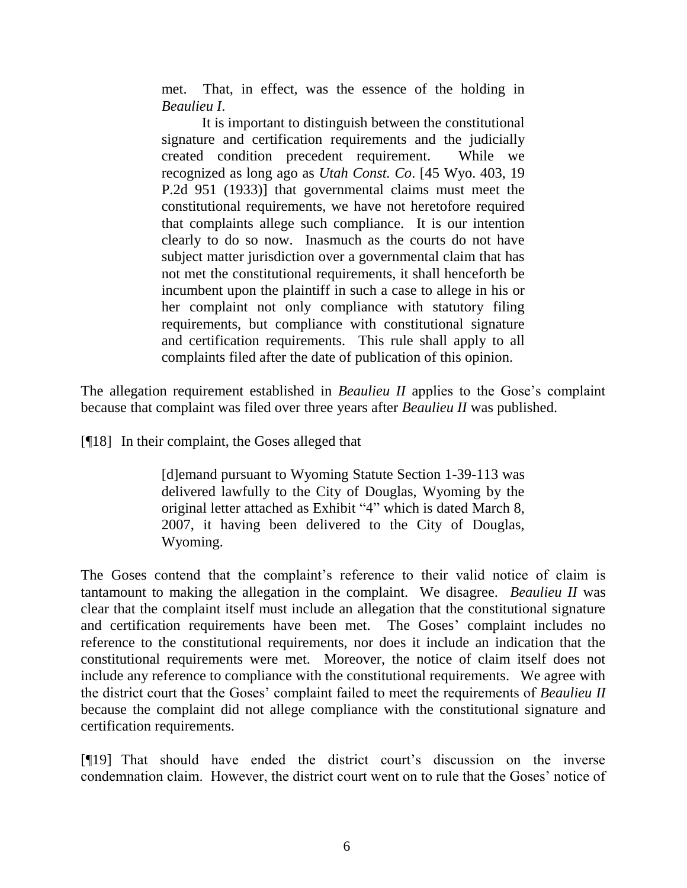> met. That, in effect, was the essence of the holding in *Beaulieu I*.
>
> It is important to distinguish between the constitutional signature and certification requirements and the judicially created condition precedent requirement. While we recognized as long ago as *Utah Const. Co*. [45 Wyo. 403, 19 P.2d 951 (1933)] that governmental claims must meet the constitutional requirements, we have not heretofore required that complaints allege such compliance. It is our intention clearly to do so now. Inasmuch as the courts do not have subject matter jurisdiction over a governmental claim that has not met the constitutional requirements, it shall henceforth be incumbent upon the plaintiff in such a case to allege in his or her complaint not only compliance with statutory filing requirements, but compliance with constitutional signature and certification requirements. This rule shall apply to all complaints filed after the date of publication of this opinion.

The allegation requirement established in *Beaulieu II* applies to the Gose's complaint because that complaint was filed over three years after *Beaulieu II* was published.

[¶18] In their complaint, the Goses alleged that

> [d]emand pursuant to Wyoming Statute Section 1-39-113 was delivered lawfully to the City of Douglas, Wyoming by the original letter attached as Exhibit "4" which is dated March 8, 2007, it having been delivered to the City of Douglas, Wyoming.

The Goses contend that the complaint's reference to their valid notice of claim is tantamount to making the allegation in the complaint. We disagree. *Beaulieu II* was clear that the complaint itself must include an allegation that the constitutional signature and certification requirements have been met. The Goses' complaint includes no reference to the constitutional requirements, nor does it include an indication that the constitutional requirements were met. Moreover, the notice of claim itself does not include any reference to compliance with the constitutional requirements. We agree with the district court that the Goses' complaint failed to meet the requirements of *Beaulieu II* because the complaint did not allege compliance with the constitutional signature and certification requirements.

[¶19] That should have ended the district court's discussion on the inverse condemnation claim. However, the district court went on to rule that the Goses' notice of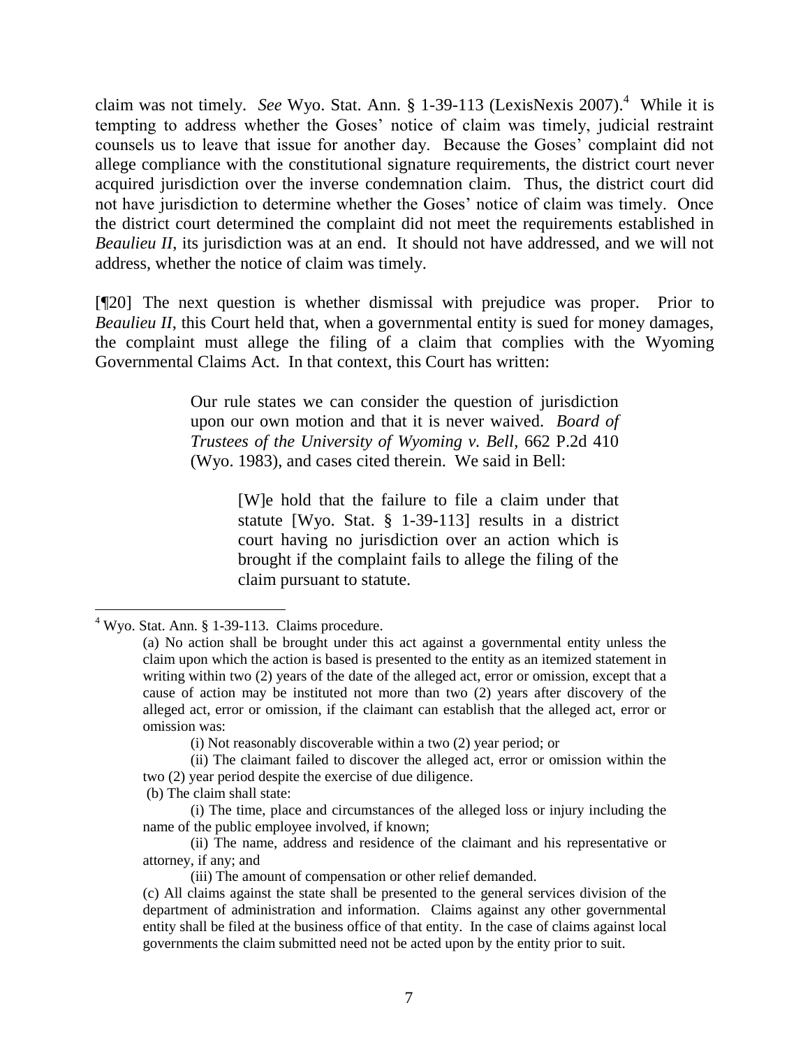claim was not timely. *See* Wyo. Stat. Ann. § 1-39-113 (LexisNexis 2007).[4] While it is tempting to address whether the Goses' notice of claim was timely, judicial restraint counsels us to leave that issue for another day. Because the Goses' complaint did not allege compliance with the constitutional signature requirements, the district court never acquired jurisdiction over the inverse condemnation claim. Thus, the district court did not have jurisdiction to determine whether the Goses' notice of claim was timely. Once the district court determined the complaint did not meet the requirements established in *Beaulieu II*, its jurisdiction was at an end. It should not have addressed, and we will not address, whether the notice of claim was timely.

[¶20] The next question is whether dismissal with prejudice was proper. Prior to *Beaulieu II*, this Court held that, when a governmental entity is sued for money damages, the complaint must allege the filing of a claim that complies with the Wyoming Governmental Claims Act. In that context, this Court has written:

> Our rule states we can consider the question of jurisdiction upon our own motion and that it is never waived. *Board of Trustees of the University of Wyoming v. Bell*, 662 P.2d 410 (Wyo. 1983), and cases cited therein. We said in Bell:
>
> > [W]e hold that the failure to file a claim under that statute [Wyo. Stat. § 1-39-113] results in a district court having no jurisdiction over an action which is brought if the complaint fails to allege the filing of the claim pursuant to statute.

---

[4] Wyo. Stat. Ann. § 1-39-113. Claims procedure.

(a) No action shall be brought under this act against a governmental entity unless the claim upon which the action is based is presented to the entity as an itemized statement in writing within two (2) years of the date of the alleged act, error or omission, except that a cause of action may be instituted not more than two (2) years after discovery of the alleged act, error or omission, if the claimant can establish that the alleged act, error or omission was:

(i) Not reasonably discoverable within a two (2) year period; or

(ii) The claimant failed to discover the alleged act, error or omission within the two (2) year period despite the exercise of due diligence.

(b) The claim shall state:

(i) The time, place and circumstances of the alleged loss or injury including the name of the public employee involved, if known;

(ii) The name, address and residence of the claimant and his representative or attorney, if any; and

(iii) The amount of compensation or other relief demanded.

(c) All claims against the state shall be presented to the general services division of the department of administration and information. Claims against any other governmental entity shall be filed at the business office of that entity. In the case of claims against local governments the claim submitted need not be acted upon by the entity prior to suit.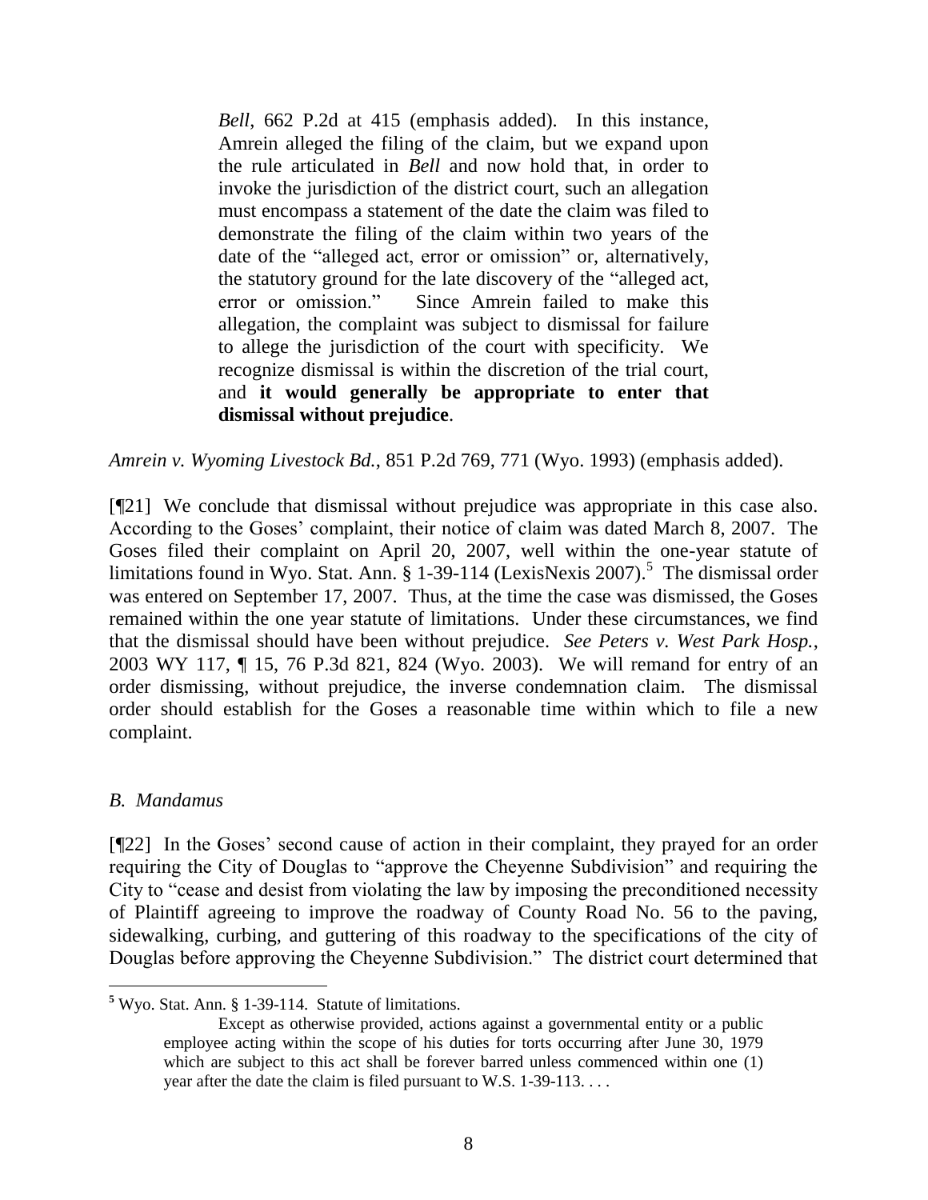> *Bell*, 662 P.2d at 415 (emphasis added). In this instance, Amrein alleged the filing of the claim, but we expand upon the rule articulated in *Bell* and now hold that, in order to invoke the jurisdiction of the district court, such an allegation must encompass a statement of the date the claim was filed to demonstrate the filing of the claim within two years of the date of the "alleged act, error or omission" or, alternatively, the statutory ground for the late discovery of the "alleged act, error or omission." Since Amrein failed to make this allegation, the complaint was subject to dismissal for failure to allege the jurisdiction of the court with specificity. We recognize dismissal is within the discretion of the trial court, and **it would generally be appropriate to enter that dismissal without prejudice**.

*Amrein v. Wyoming Livestock Bd.*, 851 P.2d 769, 771 (Wyo. 1993) (emphasis added).

[¶21] We conclude that dismissal without prejudice was appropriate in this case also. According to the Goses' complaint, their notice of claim was dated March 8, 2007. The Goses filed their complaint on April 20, 2007, well within the one-year statute of limitations found in Wyo. Stat. Ann. § 1-39-114 (LexisNexis 2007).[5] The dismissal order was entered on September 17, 2007. Thus, at the time the case was dismissed, the Goses remained within the one year statute of limitations. Under these circumstances, we find that the dismissal should have been without prejudice. *See Peters v. West Park Hosp.*, 2003 WY 117, ¶ 15, 76 P.3d 821, 824 (Wyo. 2003). We will remand for entry of an order dismissing, without prejudice, the inverse condemnation claim. The dismissal order should establish for the Goses a reasonable time within which to file a new complaint.

### *B. Mandamus*

[¶22] In the Goses' second cause of action in their complaint, they prayed for an order requiring the City of Douglas to "approve the Cheyenne Subdivision" and requiring the City to "cease and desist from violating the law by imposing the preconditioned necessity of Plaintiff agreeing to improve the roadway of County Road No. 56 to the paving, sidewalking, curbing, and guttering of this roadway to the specifications of the city of Douglas before approving the Cheyenne Subdivision." The district court determined that

---

[5] Wyo. Stat. Ann. § 1-39-114. Statute of limitations.

> Except as otherwise provided, actions against a governmental entity or a public employee acting within the scope of his duties for torts occurring after June 30, 1979 which are subject to this act shall be forever barred unless commenced within one (1) year after the date the claim is filed pursuant to W.S. 1-39-113. . . .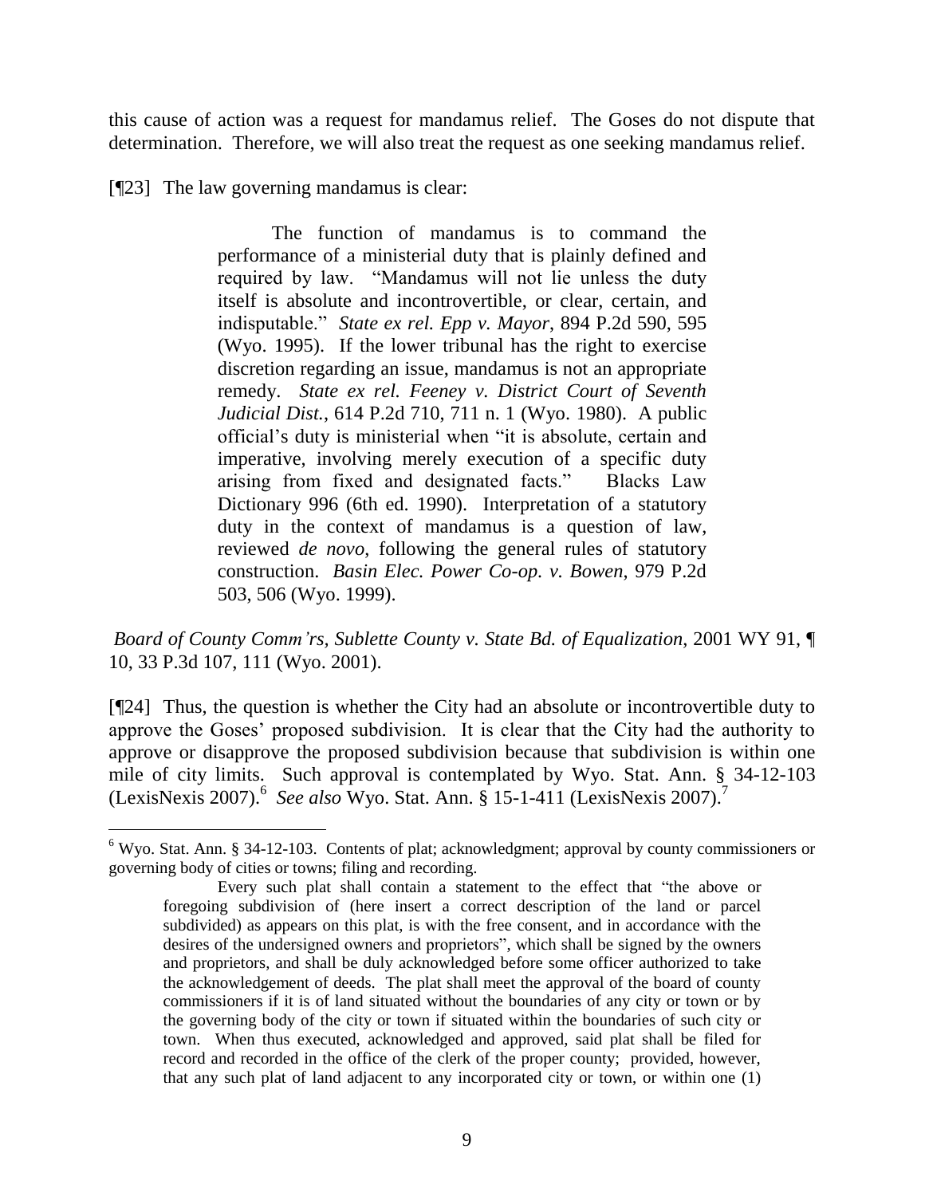this cause of action was a request for mandamus relief. The Goses do not dispute that determination. Therefore, we will also treat the request as one seeking mandamus relief.

[¶23] The law governing mandamus is clear:

> The function of mandamus is to command the performance of a ministerial duty that is plainly defined and required by law. "Mandamus will not lie unless the duty itself is absolute and incontrovertible, or clear, certain, and indisputable." *State ex rel. Epp v. Mayor*, 894 P.2d 590, 595 (Wyo. 1995). If the lower tribunal has the right to exercise discretion regarding an issue, mandamus is not an appropriate remedy. *State ex rel. Feeney v. District Court of Seventh Judicial Dist.*, 614 P.2d 710, 711 n. 1 (Wyo. 1980). A public official's duty is ministerial when "it is absolute, certain and imperative, involving merely execution of a specific duty arising from fixed and designated facts." Blacks Law Dictionary 996 (6th ed. 1990). Interpretation of a statutory duty in the context of mandamus is a question of law, reviewed *de novo*, following the general rules of statutory construction. *Basin Elec. Power Co-op. v. Bowen*, 979 P.2d 503, 506 (Wyo. 1999).

*Board of County Comm'rs, Sublette County v. State Bd. of Equalization*, 2001 WY 91, ¶ 10, 33 P.3d 107, 111 (Wyo. 2001).

[¶24] Thus, the question is whether the City had an absolute or incontrovertible duty to approve the Goses' proposed subdivision. It is clear that the City had the authority to approve or disapprove the proposed subdivision because that subdivision is within one mile of city limits. Such approval is contemplated by Wyo. Stat. Ann. § 34-12-103 (LexisNexis 2007).[6] *See also* Wyo. Stat. Ann. § 15-1-411 (LexisNexis 2007).[7]

---

[6] Wyo. Stat. Ann. § 34-12-103. Contents of plat; acknowledgment; approval by county commissioners or governing body of cities or towns; filing and recording.

> Every such plat shall contain a statement to the effect that "the above or foregoing subdivision of (here insert a correct description of the land or parcel subdivided) as appears on this plat, is with the free consent, and in accordance with the desires of the undersigned owners and proprietors", which shall be signed by the owners and proprietors, and shall be duly acknowledged before some officer authorized to take the acknowledgement of deeds. The plat shall meet the approval of the board of county commissioners if it is of land situated without the boundaries of any city or town or by the governing body of the city or town if situated within the boundaries of such city or town. When thus executed, acknowledged and approved, said plat shall be filed for record and recorded in the office of the clerk of the proper county; provided, however, that any such plat of land adjacent to any incorporated city or town, or within one (1)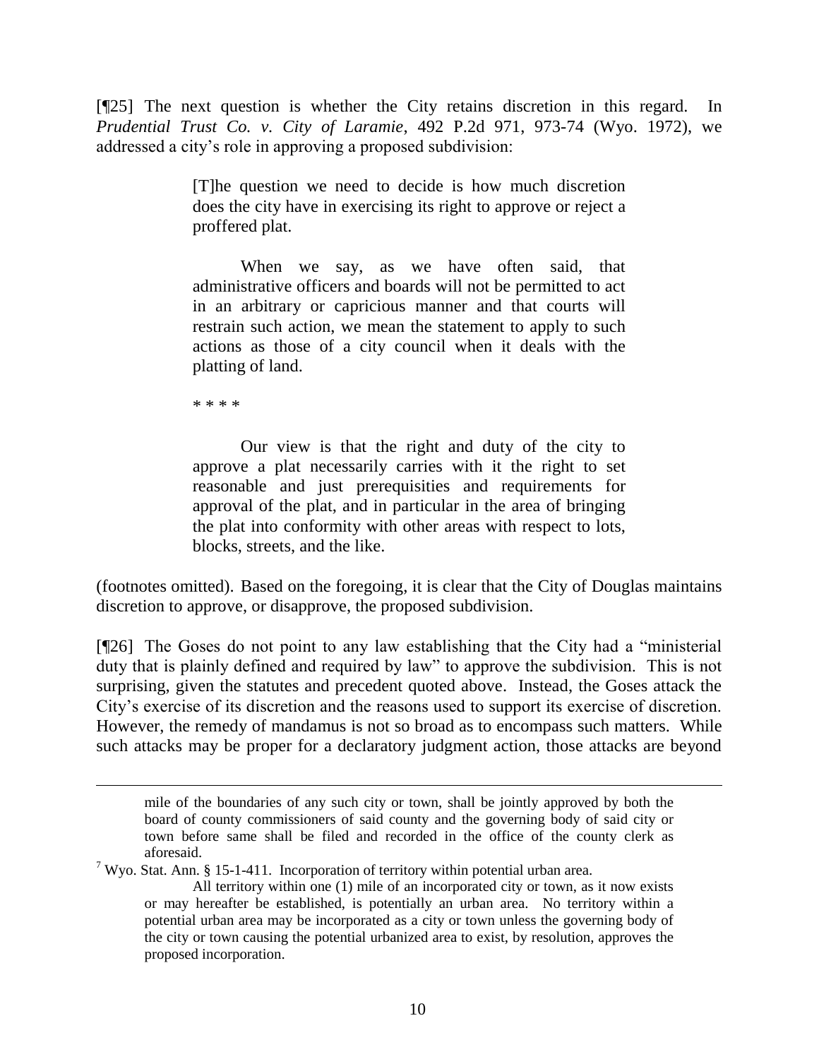[¶25] The next question is whether the City retains discretion in this regard. In *Prudential Trust Co. v. City of Laramie*, 492 P.2d 971, 973-74 (Wyo. 1972), we addressed a city's role in approving a proposed subdivision:

> [T]he question we need to decide is how much discretion does the city have in exercising its right to approve or reject a proffered plat.
>
> When we say, as we have often said, that administrative officers and boards will not be permitted to act in an arbitrary or capricious manner and that courts will restrain such action, we mean the statement to apply to such actions as those of a city council when it deals with the platting of land.
>
> * * * *
>
> Our view is that the right and duty of the city to approve a plat necessarily carries with it the right to set reasonable and just prerequisities and requirements for approval of the plat, and in particular in the area of bringing the plat into conformity with other areas with respect to lots, blocks, streets, and the like.

(footnotes omitted). Based on the foregoing, it is clear that the City of Douglas maintains discretion to approve, or disapprove, the proposed subdivision.

[¶26] The Goses do not point to any law establishing that the City had a "ministerial duty that is plainly defined and required by law" to approve the subdivision. This is not surprising, given the statutes and precedent quoted above. Instead, the Goses attack the City's exercise of its discretion and the reasons used to support its exercise of discretion. However, the remedy of mandamus is not so broad as to encompass such matters. While such attacks may be proper for a declaratory judgment action, those attacks are beyond

---

mile of the boundaries of any such city or town, shall be jointly approved by both the board of county commissioners of said county and the governing body of said city or town before same shall be filed and recorded in the office of the county clerk as aforesaid.

[7] Wyo. Stat. Ann. § 15-1-411. Incorporation of territory within potential urban area.

All territory within one (1) mile of an incorporated city or town, as it now exists or may hereafter be established, is potentially an urban area. No territory within a potential urban area may be incorporated as a city or town unless the governing body of the city or town causing the potential urbanized area to exist, by resolution, approves the proposed incorporation.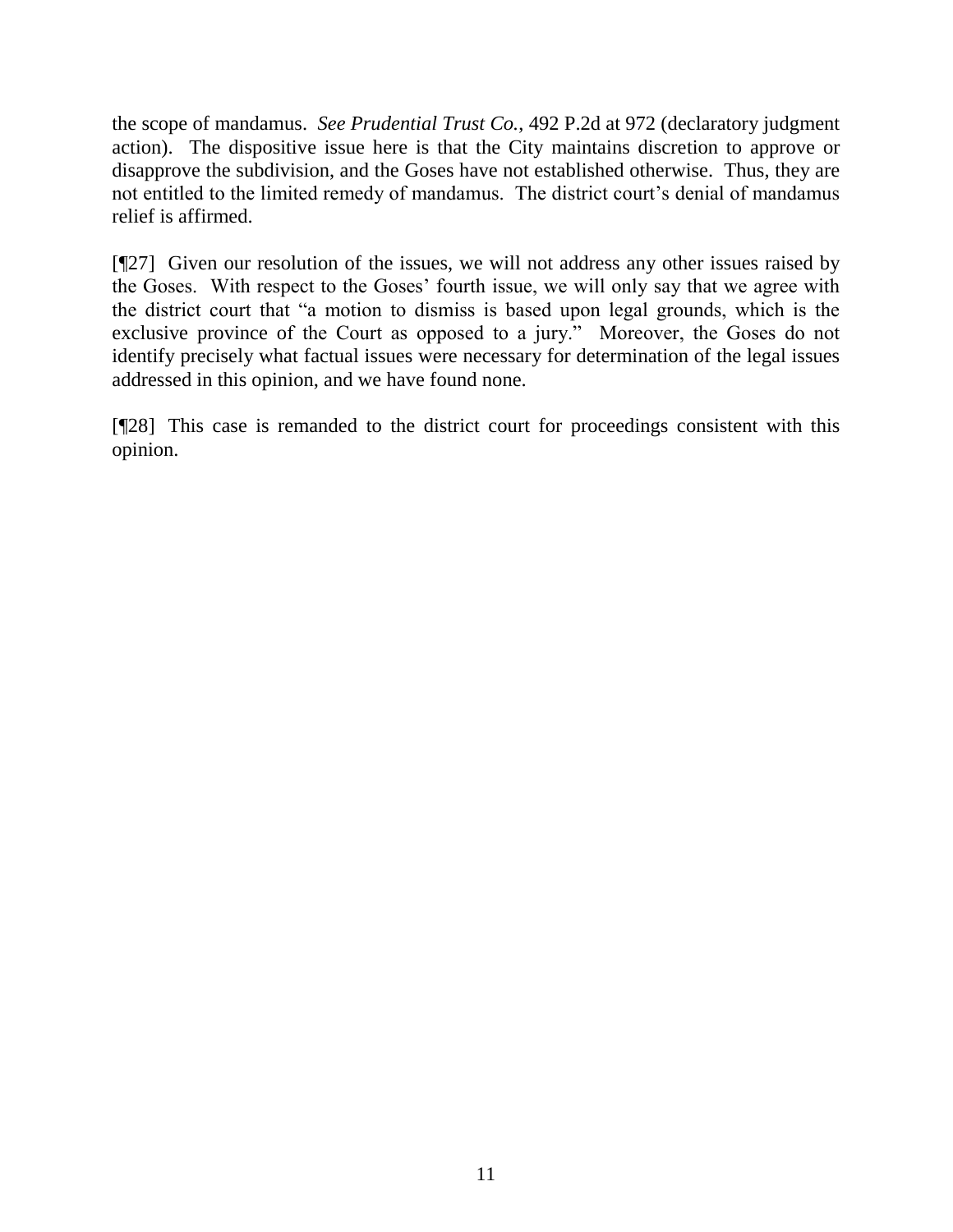the scope of mandamus. *See Prudential Trust Co.*, 492 P.2d at 972 (declaratory judgment action). The dispositive issue here is that the City maintains discretion to approve or disapprove the subdivision, and the Goses have not established otherwise. Thus, they are not entitled to the limited remedy of mandamus. The district court's denial of mandamus relief is affirmed.

[¶27] Given our resolution of the issues, we will not address any other issues raised by the Goses. With respect to the Goses' fourth issue, we will only say that we agree with the district court that "a motion to dismiss is based upon legal grounds, which is the exclusive province of the Court as opposed to a jury." Moreover, the Goses do not identify precisely what factual issues were necessary for determination of the legal issues addressed in this opinion, and we have found none.

[¶28] This case is remanded to the district court for proceedings consistent with this opinion.